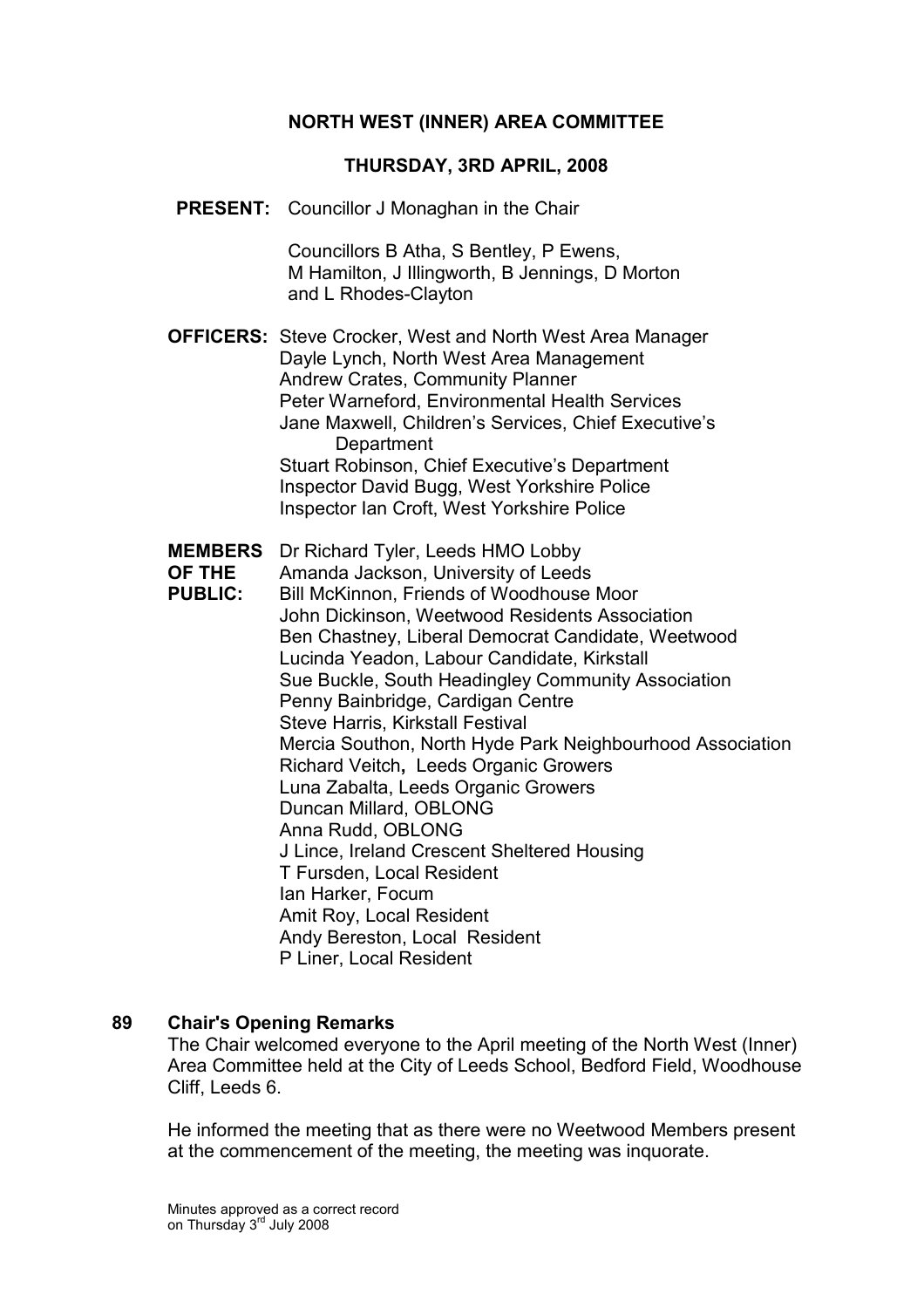# NORTH WEST (INNER) AREA COMMITTEE

## THURSDAY, 3RD APRIL, 2008

**PRESENT:** Councillor J Monaghan in the Chair

Councillors B Atha, S Bentley, P Ewens, M Hamilton, J Illingworth, B Jennings, D Morton and L Rhodes-Clayton

**OFFICERS:** Steve Crocker, West and North West Area Manager
Dayle Lynch, North West Area Management
Andrew Crates, Community Planner
Peter Warneford, Environmental Health Services
Jane Maxwell, Children's Services, Chief Executive's Department
Stuart Robinson, Chief Executive's Department
Inspector David Bugg, West Yorkshire Police
Inspector Ian Croft, West Yorkshire Police

**MEMBERS OF THE PUBLIC:** Dr Richard Tyler, Leeds HMO Lobby
Amanda Jackson, University of Leeds
Bill McKinnon, Friends of Woodhouse Moor
John Dickinson, Weetwood Residents Association
Ben Chastney, Liberal Democrat Candidate, Weetwood
Lucinda Yeadon, Labour Candidate, Kirkstall
Sue Buckle, South Headingley Community Association
Penny Bainbridge, Cardigan Centre
Steve Harris, Kirkstall Festival
Mercia Southon, North Hyde Park Neighbourhood Association
Richard Veitch**,** Leeds Organic Growers
Luna Zabalta, Leeds Organic Growers
Duncan Millard, OBLONG
Anna Rudd, OBLONG
J Lince, Ireland Crescent Sheltered Housing
T Fursden, Local Resident
Ian Harker, Focum
Amit Roy, Local Resident
Andy Bereston, Local Resident
P Liner, Local Resident

### 89 Chair's Opening Remarks

The Chair welcomed everyone to the April meeting of the North West (Inner) Area Committee held at the City of Leeds School, Bedford Field, Woodhouse Cliff, Leeds 6.

He informed the meeting that as there were no Weetwood Members present at the commencement of the meeting, the meeting was inquorate.

Minutes approved as a correct record on Thursday 3rd July 2008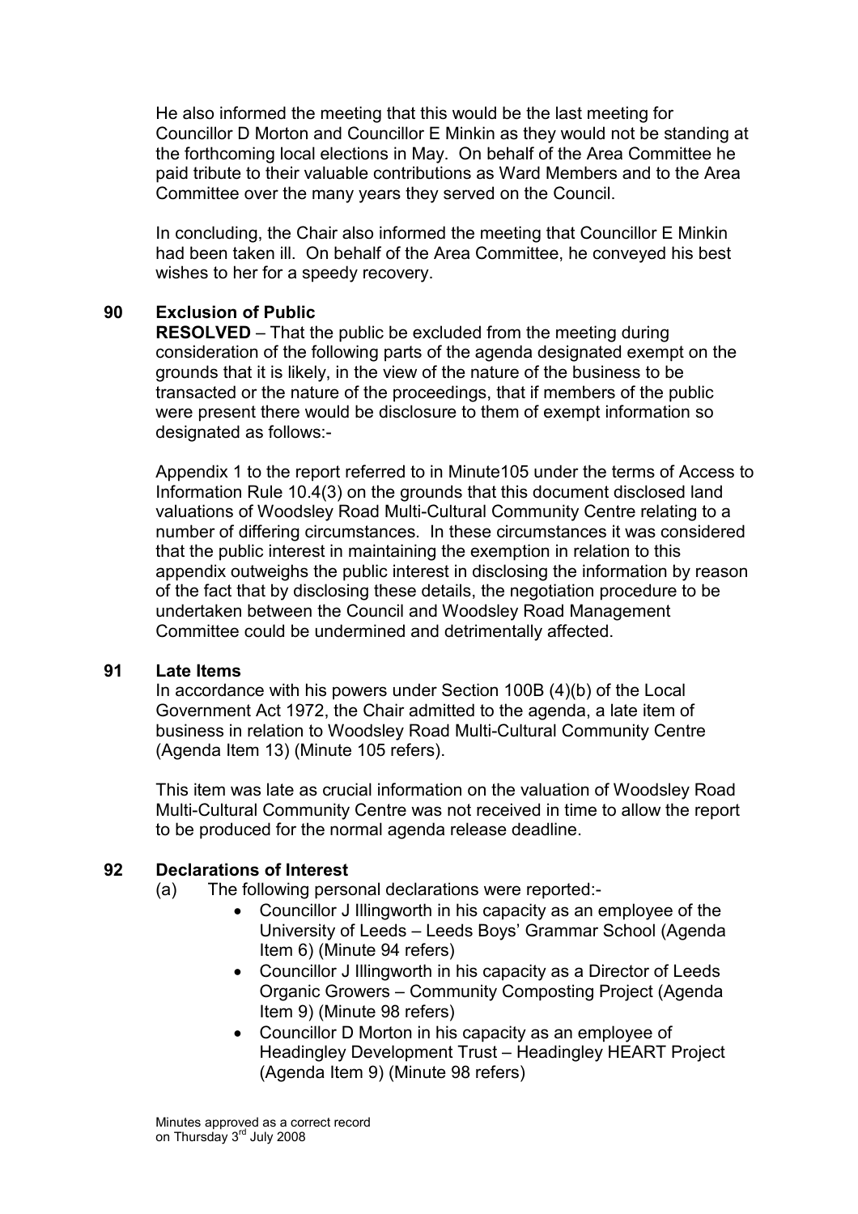He also informed the meeting that this would be the last meeting for Councillor D Morton and Councillor E Minkin as they would not be standing at the forthcoming local elections in May. On behalf of the Area Committee he paid tribute to their valuable contributions as Ward Members and to the Area Committee over the many years they served on the Council.

In concluding, the Chair also informed the meeting that Councillor E Minkin had been taken ill. On behalf of the Area Committee, he conveyed his best wishes to her for a speedy recovery.

**90 Exclusion of Public**

**RESOLVED** – That the public be excluded from the meeting during consideration of the following parts of the agenda designated exempt on the grounds that it is likely, in the view of the nature of the business to be transacted or the nature of the proceedings, that if members of the public were present there would be disclosure to them of exempt information so designated as follows:-

Appendix 1 to the report referred to in Minute105 under the terms of Access to Information Rule 10.4(3) on the grounds that this document disclosed land valuations of Woodsley Road Multi-Cultural Community Centre relating to a number of differing circumstances. In these circumstances it was considered that the public interest in maintaining the exemption in relation to this appendix outweighs the public interest in disclosing the information by reason of the fact that by disclosing these details, the negotiation procedure to be undertaken between the Council and Woodsley Road Management Committee could be undermined and detrimentally affected.

**91 Late Items**

In accordance with his powers under Section 100B (4)(b) of the Local Government Act 1972, the Chair admitted to the agenda, a late item of business in relation to Woodsley Road Multi-Cultural Community Centre (Agenda Item 13) (Minute 105 refers).

This item was late as crucial information on the valuation of Woodsley Road Multi-Cultural Community Centre was not received in time to allow the report to be produced for the normal agenda release deadline.

**92 Declarations of Interest**

(a) The following personal declarations were reported:-

- Councillor J Illingworth in his capacity as an employee of the University of Leeds – Leeds Boys' Grammar School (Agenda Item 6) (Minute 94 refers)
- Councillor J Illingworth in his capacity as a Director of Leeds Organic Growers – Community Composting Project (Agenda Item 9) (Minute 98 refers)
- Councillor D Morton in his capacity as an employee of Headingley Development Trust – Headingley HEART Project (Agenda Item 9) (Minute 98 refers)

Minutes approved as a correct record on Thursday 3rd July 2008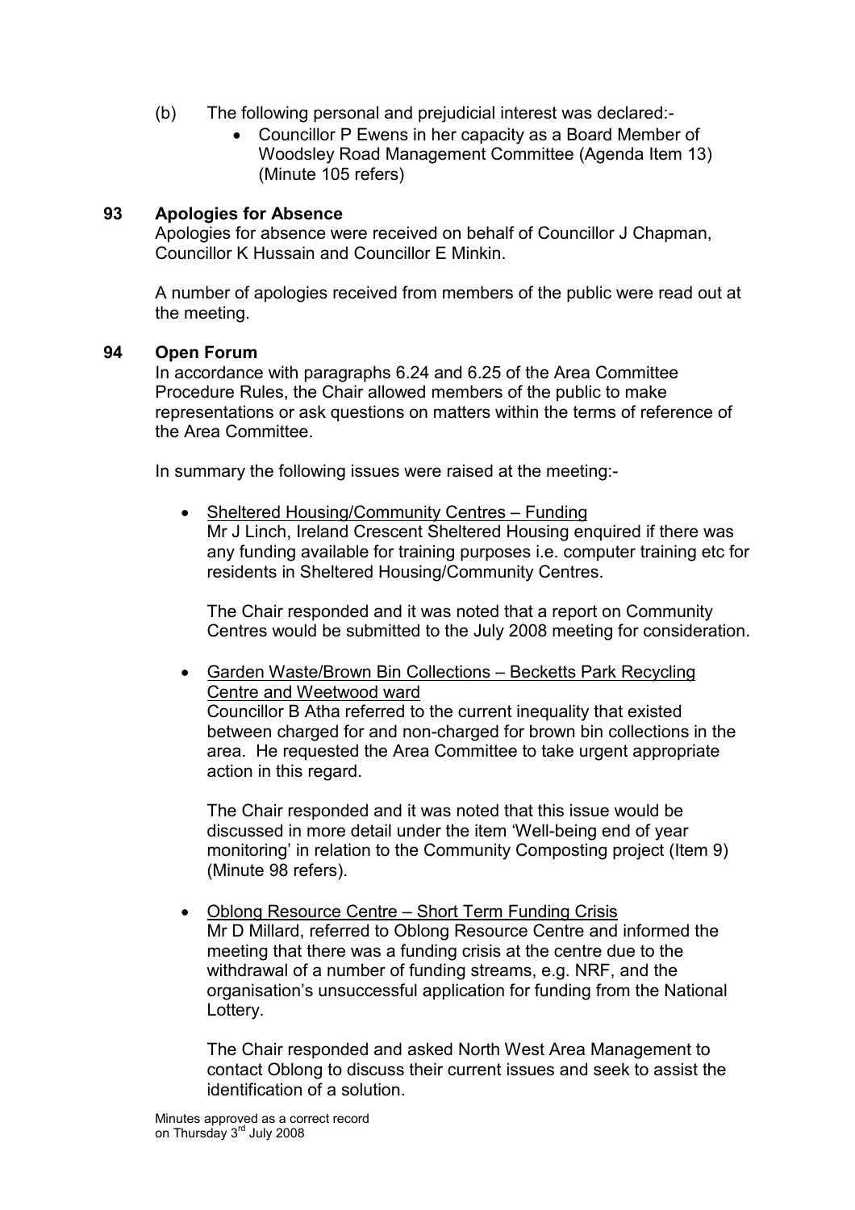(b) The following personal and prejudicial interest was declared:-

- Councillor P Ewens in her capacity as a Board Member of Woodsley Road Management Committee (Agenda Item 13) (Minute 105 refers)

## 93 Apologies for Absence

Apologies for absence were received on behalf of Councillor J Chapman, Councillor K Hussain and Councillor E Minkin.

A number of apologies received from members of the public were read out at the meeting.

## 94 Open Forum

In accordance with paragraphs 6.24 and 6.25 of the Area Committee Procedure Rules, the Chair allowed members of the public to make representations or ask questions on matters within the terms of reference of the Area Committee.

In summary the following issues were raised at the meeting:-

- Sheltered Housing/Community Centres – Funding

  Mr J Linch, Ireland Crescent Sheltered Housing enquired if there was any funding available for training purposes i.e. computer training etc for residents in Sheltered Housing/Community Centres.

  The Chair responded and it was noted that a report on Community Centres would be submitted to the July 2008 meeting for consideration.

- Garden Waste/Brown Bin Collections – Becketts Park Recycling Centre and Weetwood ward

  Councillor B Atha referred to the current inequality that existed between charged for and non-charged for brown bin collections in the area. He requested the Area Committee to take urgent appropriate action in this regard.

  The Chair responded and it was noted that this issue would be discussed in more detail under the item 'Well-being end of year monitoring' in relation to the Community Composting project (Item 9) (Minute 98 refers).

- Oblong Resource Centre – Short Term Funding Crisis

  Mr D Millard, referred to Oblong Resource Centre and informed the meeting that there was a funding crisis at the centre due to the withdrawal of a number of funding streams, e.g. NRF, and the organisation's unsuccessful application for funding from the National Lottery.

  The Chair responded and asked North West Area Management to contact Oblong to discuss their current issues and seek to assist the identification of a solution.

Minutes approved as a correct record on Thursday 3rd July 2008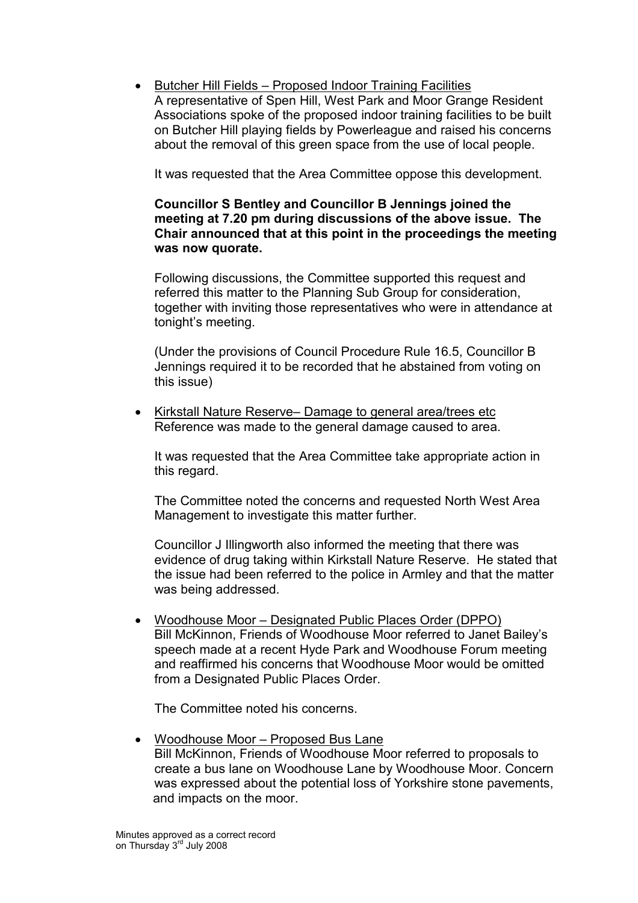- Butcher Hill Fields – Proposed Indoor Training Facilities
  A representative of Spen Hill, West Park and Moor Grange Resident Associations spoke of the proposed indoor training facilities to be built on Butcher Hill playing fields by Powerleague and raised his concerns about the removal of this green space from the use of local people.

  It was requested that the Area Committee oppose this development.

  **Councillor S Bentley and Councillor B Jennings joined the meeting at 7.20 pm during discussions of the above issue. The Chair announced that at this point in the proceedings the meeting was now quorate.**

  Following discussions, the Committee supported this request and referred this matter to the Planning Sub Group for consideration, together with inviting those representatives who were in attendance at tonight's meeting.

  (Under the provisions of Council Procedure Rule 16.5, Councillor B Jennings required it to be recorded that he abstained from voting on this issue)

- Kirkstall Nature Reserve– Damage to general area/trees etc
  Reference was made to the general damage caused to area.

  It was requested that the Area Committee take appropriate action in this regard.

  The Committee noted the concerns and requested North West Area Management to investigate this matter further.

  Councillor J Illingworth also informed the meeting that there was evidence of drug taking within Kirkstall Nature Reserve. He stated that the issue had been referred to the police in Armley and that the matter was being addressed.

- Woodhouse Moor – Designated Public Places Order (DPPO)
  Bill McKinnon, Friends of Woodhouse Moor referred to Janet Bailey's speech made at a recent Hyde Park and Woodhouse Forum meeting and reaffirmed his concerns that Woodhouse Moor would be omitted from a Designated Public Places Order.

  The Committee noted his concerns.

- Woodhouse Moor – Proposed Bus Lane
  Bill McKinnon, Friends of Woodhouse Moor referred to proposals to create a bus lane on Woodhouse Lane by Woodhouse Moor. Concern was expressed about the potential loss of Yorkshire stone pavements, and impacts on the moor.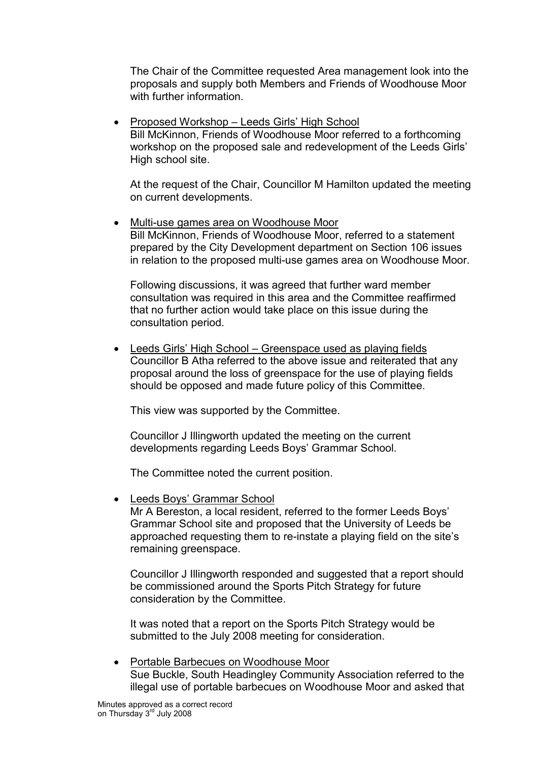The Chair of the Committee requested Area management look into the proposals and supply both Members and Friends of Woodhouse Moor with further information.

- Proposed Workshop – Leeds Girls' High School
  Bill McKinnon, Friends of Woodhouse Moor referred to a forthcoming workshop on the proposed sale and redevelopment of the Leeds Girls' High school site.

  At the request of the Chair, Councillor M Hamilton updated the meeting on current developments.

- Multi-use games area on Woodhouse Moor
  Bill McKinnon, Friends of Woodhouse Moor, referred to a statement prepared by the City Development department on Section 106 issues in relation to the proposed multi-use games area on Woodhouse Moor.

  Following discussions, it was agreed that further ward member consultation was required in this area and the Committee reaffirmed that no further action would take place on this issue during the consultation period.

- Leeds Girls' High School – Greenspace used as playing fields
  Councillor B Atha referred to the above issue and reiterated that any proposal around the loss of greenspace for the use of playing fields should be opposed and made future policy of this Committee.

  This view was supported by the Committee.

  Councillor J Illingworth updated the meeting on the current developments regarding Leeds Boys' Grammar School.

  The Committee noted the current position.

- Leeds Boys' Grammar School
  Mr A Bereston, a local resident, referred to the former Leeds Boys' Grammar School site and proposed that the University of Leeds be approached requesting them to re-instate a playing field on the site's remaining greenspace.

  Councillor J Illingworth responded and suggested that a report should be commissioned around the Sports Pitch Strategy for future consideration by the Committee.

  It was noted that a report on the Sports Pitch Strategy would be submitted to the July 2008 meeting for consideration.

- Portable Barbecues on Woodhouse Moor
  Sue Buckle, South Headingley Community Association referred to the illegal use of portable barbecues on Woodhouse Moor and asked that

Minutes approved as a correct record on Thursday 3rd July 2008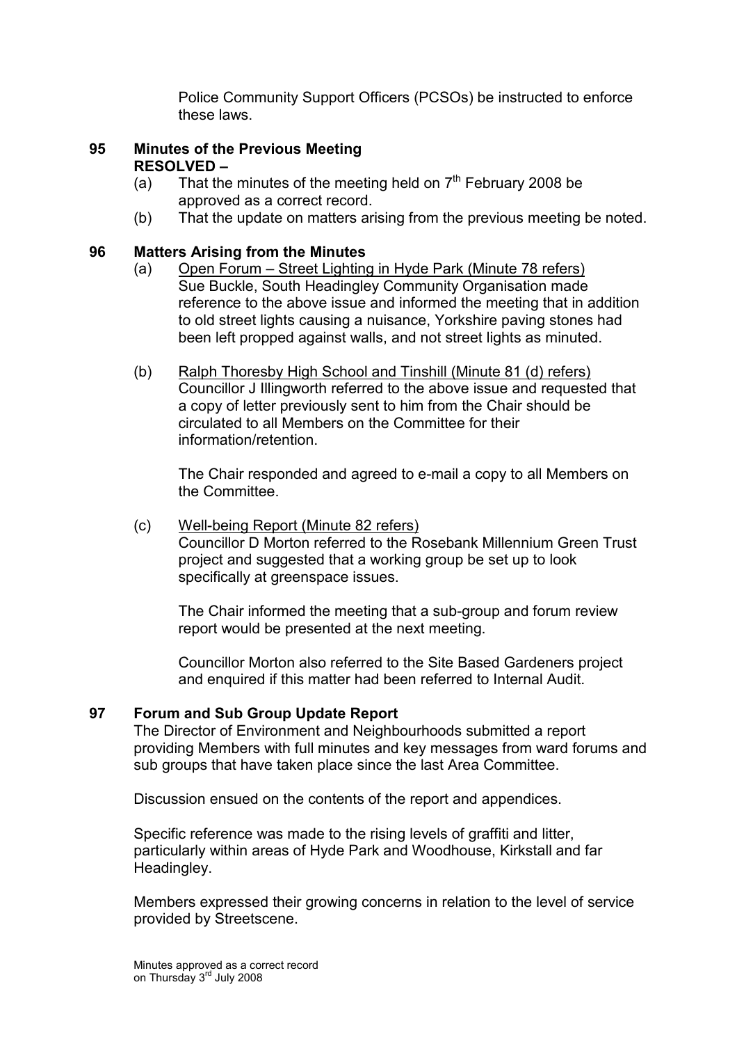Police Community Support Officers (PCSOs) be instructed to enforce these laws.

## 95 Minutes of the Previous Meeting

**RESOLVED –**

(a) That the minutes of the meeting held on 7th February 2008 be approved as a correct record.

(b) That the update on matters arising from the previous meeting be noted.

## 96 Matters Arising from the Minutes

(a) Open Forum – Street Lighting in Hyde Park (Minute 78 refers)
Sue Buckle, South Headingley Community Organisation made reference to the above issue and informed the meeting that in addition to old street lights causing a nuisance, Yorkshire paving stones had been left propped against walls, and not street lights as minuted.

(b) Ralph Thoresby High School and Tinshill (Minute 81 (d) refers)
Councillor J Illingworth referred to the above issue and requested that a copy of letter previously sent to him from the Chair should be circulated to all Members on the Committee for their information/retention.

The Chair responded and agreed to e-mail a copy to all Members on the Committee.

(c) Well-being Report (Minute 82 refers)
Councillor D Morton referred to the Rosebank Millennium Green Trust project and suggested that a working group be set up to look specifically at greenspace issues.

The Chair informed the meeting that a sub-group and forum review report would be presented at the next meeting.

Councillor Morton also referred to the Site Based Gardeners project and enquired if this matter had been referred to Internal Audit.

## 97 Forum and Sub Group Update Report

The Director of Environment and Neighbourhoods submitted a report providing Members with full minutes and key messages from ward forums and sub groups that have taken place since the last Area Committee.

Discussion ensued on the contents of the report and appendices.

Specific reference was made to the rising levels of graffiti and litter, particularly within areas of Hyde Park and Woodhouse, Kirkstall and far Headingley.

Members expressed their growing concerns in relation to the level of service provided by Streetscene.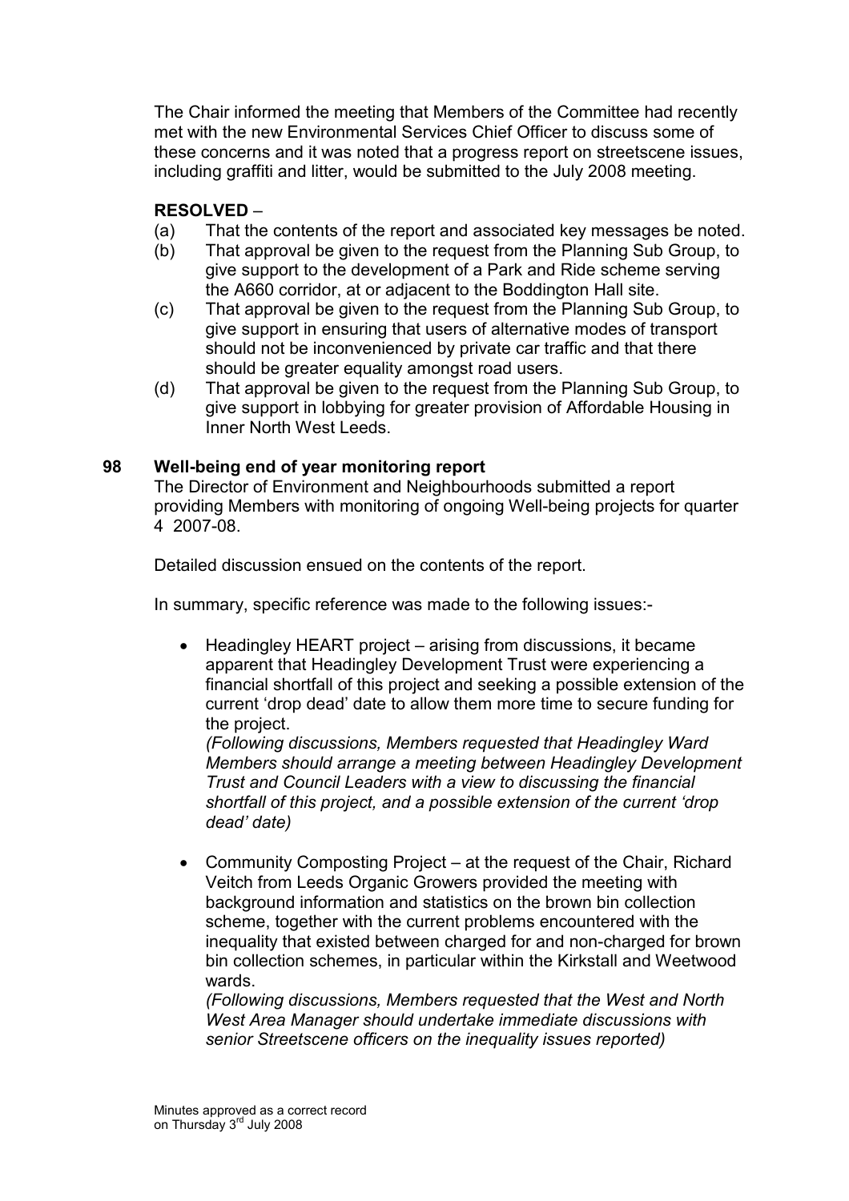The Chair informed the meeting that Members of the Committee had recently met with the new Environmental Services Chief Officer to discuss some of these concerns and it was noted that a progress report on streetscene issues, including graffiti and litter, would be submitted to the July 2008 meeting.

**RESOLVED** –

(a) That the contents of the report and associated key messages be noted.

(b) That approval be given to the request from the Planning Sub Group, to give support to the development of a Park and Ride scheme serving the A660 corridor, at or adjacent to the Boddington Hall site.

(c) That approval be given to the request from the Planning Sub Group, to give support in ensuring that users of alternative modes of transport should not be inconvenienced by private car traffic and that there should be greater equality amongst road users.

(d) That approval be given to the request from the Planning Sub Group, to give support in lobbying for greater provision of Affordable Housing in Inner North West Leeds.

## 98 Well-being end of year monitoring report

The Director of Environment and Neighbourhoods submitted a report providing Members with monitoring of ongoing Well-being projects for quarter 4 2007-08.

Detailed discussion ensued on the contents of the report.

In summary, specific reference was made to the following issues:-

- Headingley HEART project – arising from discussions, it became apparent that Headingley Development Trust were experiencing a financial shortfall of this project and seeking a possible extension of the current 'drop dead' date to allow them more time to secure funding for the project.
  *(Following discussions, Members requested that Headingley Ward Members should arrange a meeting between Headingley Development Trust and Council Leaders with a view to discussing the financial shortfall of this project, and a possible extension of the current 'drop dead' date)*

- Community Composting Project – at the request of the Chair, Richard Veitch from Leeds Organic Growers provided the meeting with background information and statistics on the brown bin collection scheme, together with the current problems encountered with the inequality that existed between charged for and non-charged for brown bin collection schemes, in particular within the Kirkstall and Weetwood wards.
  *(Following discussions, Members requested that the West and North West Area Manager should undertake immediate discussions with senior Streetscene officers on the inequality issues reported)*

Minutes approved as a correct record on Thursday 3rd July 2008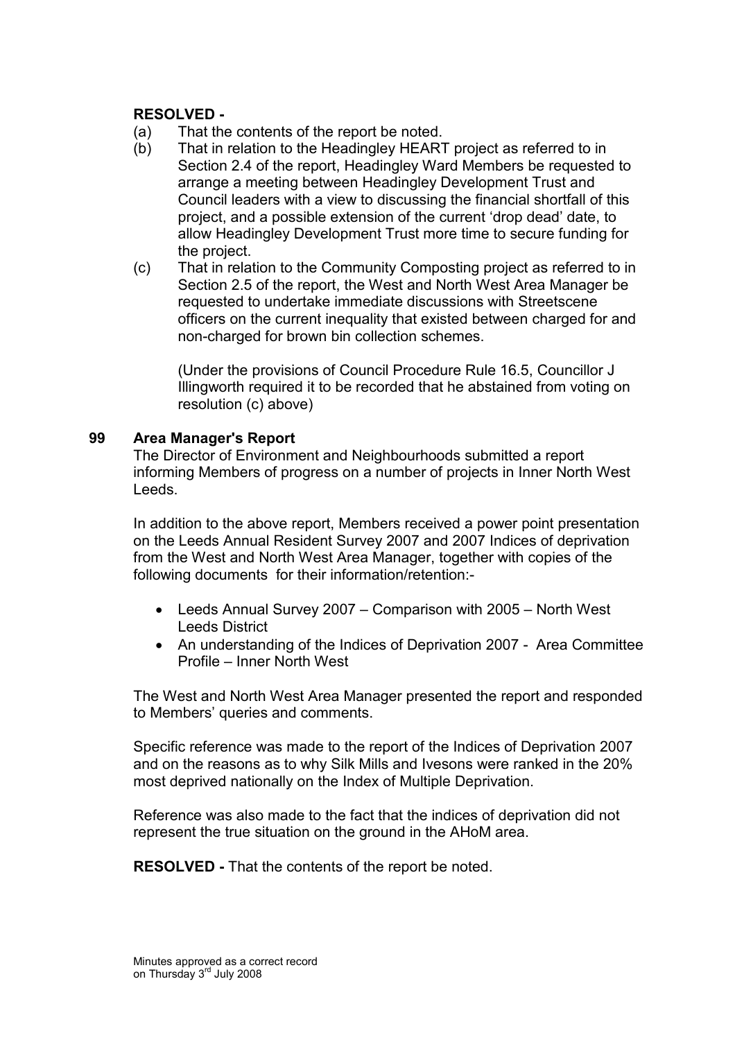**RESOLVED -**

(a) That the contents of the report be noted.

(b) That in relation to the Headingley HEART project as referred to in Section 2.4 of the report, Headingley Ward Members be requested to arrange a meeting between Headingley Development Trust and Council leaders with a view to discussing the financial shortfall of this project, and a possible extension of the current 'drop dead' date, to allow Headingley Development Trust more time to secure funding for the project.

(c) That in relation to the Community Composting project as referred to in Section 2.5 of the report, the West and North West Area Manager be requested to undertake immediate discussions with Streetscene officers on the current inequality that existed between charged for and non-charged for brown bin collection schemes.

(Under the provisions of Council Procedure Rule 16.5, Councillor J Illingworth required it to be recorded that he abstained from voting on resolution (c) above)

## 99 Area Manager's Report

The Director of Environment and Neighbourhoods submitted a report informing Members of progress on a number of projects in Inner North West Leeds.

In addition to the above report, Members received a power point presentation on the Leeds Annual Resident Survey 2007 and 2007 Indices of deprivation from the West and North West Area Manager, together with copies of the following documents for their information/retention:-

- Leeds Annual Survey 2007 – Comparison with 2005 – North West Leeds District
- An understanding of the Indices of Deprivation 2007 - Area Committee Profile – Inner North West

The West and North West Area Manager presented the report and responded to Members' queries and comments.

Specific reference was made to the report of the Indices of Deprivation 2007 and on the reasons as to why Silk Mills and Ivesons were ranked in the 20% most deprived nationally on the Index of Multiple Deprivation.

Reference was also made to the fact that the indices of deprivation did not represent the true situation on the ground in the AHoM area.

**RESOLVED -** That the contents of the report be noted.

Minutes approved as a correct record on Thursday 3rd July 2008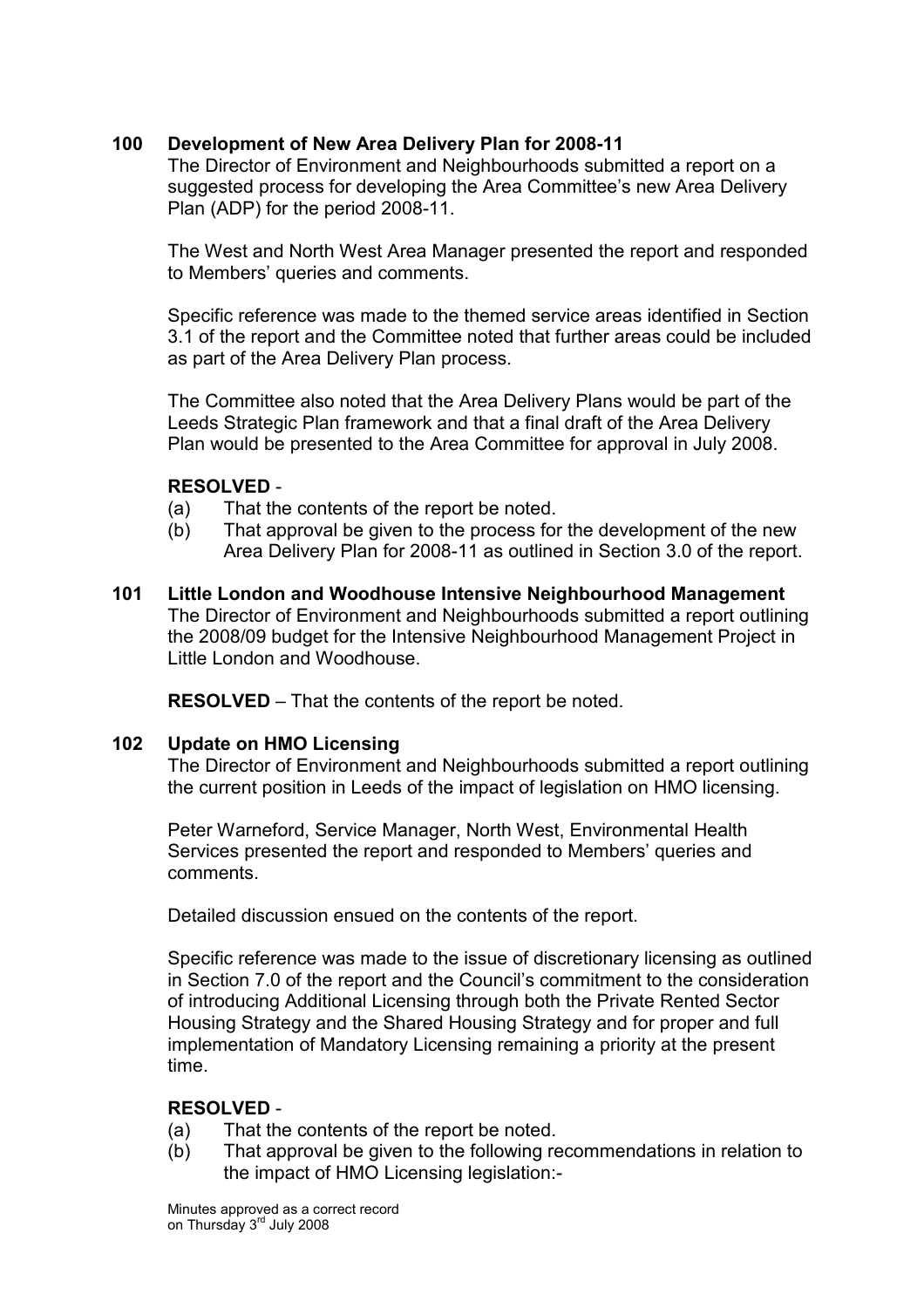**100 Development of New Area Delivery Plan for 2008-11**

The Director of Environment and Neighbourhoods submitted a report on a suggested process for developing the Area Committee's new Area Delivery Plan (ADP) for the period 2008-11.

The West and North West Area Manager presented the report and responded to Members' queries and comments.

Specific reference was made to the themed service areas identified in Section 3.1 of the report and the Committee noted that further areas could be included as part of the Area Delivery Plan process.

The Committee also noted that the Area Delivery Plans would be part of the Leeds Strategic Plan framework and that a final draft of the Area Delivery Plan would be presented to the Area Committee for approval in July 2008.

**RESOLVED** -

(a) That the contents of the report be noted.

(b) That approval be given to the process for the development of the new Area Delivery Plan for 2008-11 as outlined in Section 3.0 of the report.

**101 Little London and Woodhouse Intensive Neighbourhood Management**

The Director of Environment and Neighbourhoods submitted a report outlining the 2008/09 budget for the Intensive Neighbourhood Management Project in Little London and Woodhouse.

**RESOLVED** – That the contents of the report be noted.

**102 Update on HMO Licensing**

The Director of Environment and Neighbourhoods submitted a report outlining the current position in Leeds of the impact of legislation on HMO licensing.

Peter Warneford, Service Manager, North West, Environmental Health Services presented the report and responded to Members' queries and comments.

Detailed discussion ensued on the contents of the report.

Specific reference was made to the issue of discretionary licensing as outlined in Section 7.0 of the report and the Council's commitment to the consideration of introducing Additional Licensing through both the Private Rented Sector Housing Strategy and the Shared Housing Strategy and for proper and full implementation of Mandatory Licensing remaining a priority at the present time.

**RESOLVED** -

(a) That the contents of the report be noted.

(b) That approval be given to the following recommendations in relation to the impact of HMO Licensing legislation:-

Minutes approved as a correct record on Thursday 3rd July 2008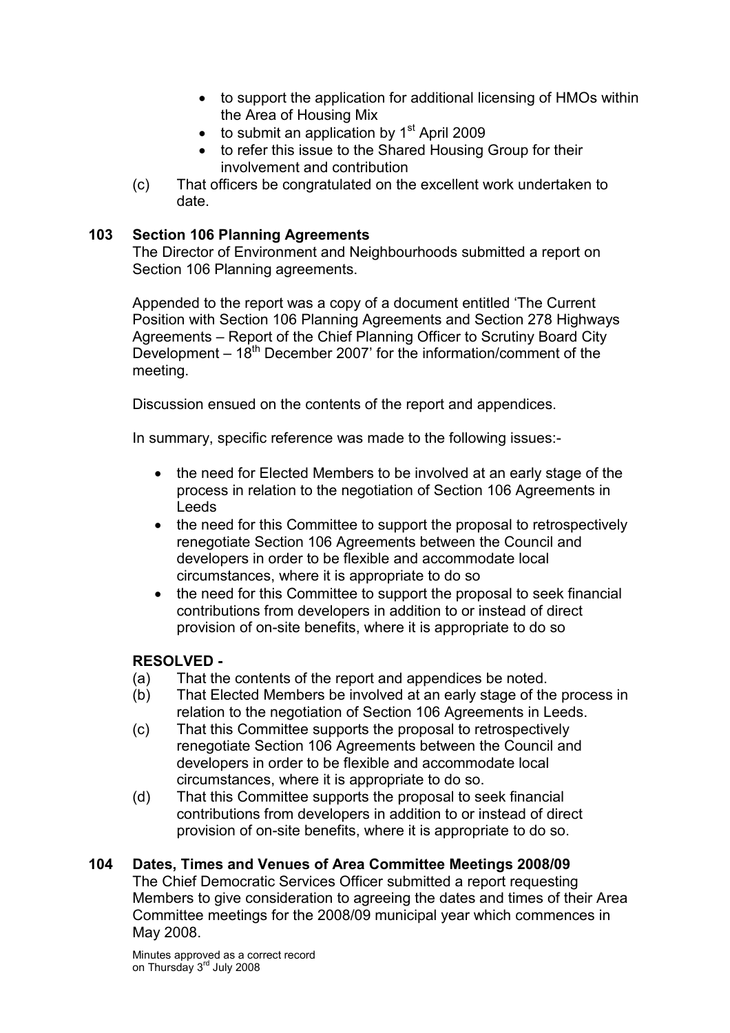- to support the application for additional licensing of HMOs within the Area of Housing Mix
- to submit an application by 1st April 2009
- to refer this issue to the Shared Housing Group for their involvement and contribution

(c) That officers be congratulated on the excellent work undertaken to date.

**103 Section 106 Planning Agreements**

The Director of Environment and Neighbourhoods submitted a report on Section 106 Planning agreements.

Appended to the report was a copy of a document entitled 'The Current Position with Section 106 Planning Agreements and Section 278 Highways Agreements – Report of the Chief Planning Officer to Scrutiny Board City Development – 18th December 2007' for the information/comment of the meeting.

Discussion ensued on the contents of the report and appendices.

In summary, specific reference was made to the following issues:-

- the need for Elected Members to be involved at an early stage of the process in relation to the negotiation of Section 106 Agreements in Leeds
- the need for this Committee to support the proposal to retrospectively renegotiate Section 106 Agreements between the Council and developers in order to be flexible and accommodate local circumstances, where it is appropriate to do so
- the need for this Committee to support the proposal to seek financial contributions from developers in addition to or instead of direct provision of on-site benefits, where it is appropriate to do so

**RESOLVED -**

(a) That the contents of the report and appendices be noted.

(b) That Elected Members be involved at an early stage of the process in relation to the negotiation of Section 106 Agreements in Leeds.

(c) That this Committee supports the proposal to retrospectively renegotiate Section 106 Agreements between the Council and developers in order to be flexible and accommodate local circumstances, where it is appropriate to do so.

(d) That this Committee supports the proposal to seek financial contributions from developers in addition to or instead of direct provision of on-site benefits, where it is appropriate to do so.

**104 Dates, Times and Venues of Area Committee Meetings 2008/09**

The Chief Democratic Services Officer submitted a report requesting Members to give consideration to agreeing the dates and times of their Area Committee meetings for the 2008/09 municipal year which commences in May 2008.

Minutes approved as a correct record on Thursday 3rd July 2008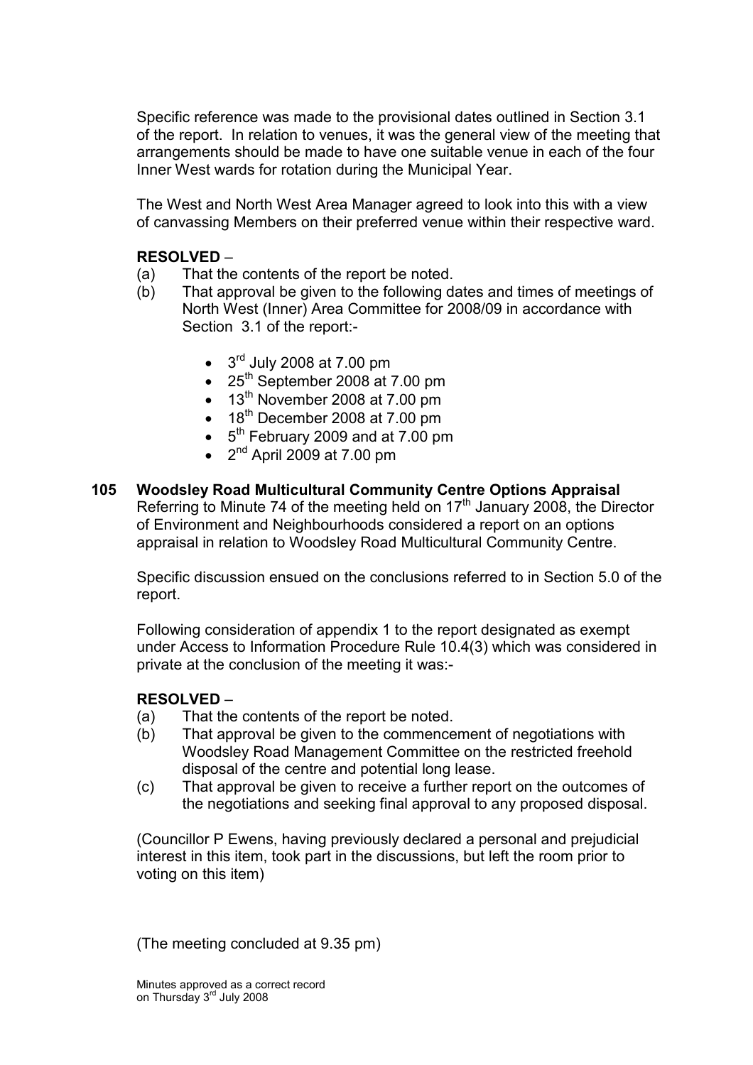Specific reference was made to the provisional dates outlined in Section 3.1 of the report. In relation to venues, it was the general view of the meeting that arrangements should be made to have one suitable venue in each of the four Inner West wards for rotation during the Municipal Year.

The West and North West Area Manager agreed to look into this with a view of canvassing Members on their preferred venue within their respective ward.

**RESOLVED** –

(a) That the contents of the report be noted.

(b) That approval be given to the following dates and times of meetings of North West (Inner) Area Committee for 2008/09 in accordance with Section 3.1 of the report:-

- 3rd July 2008 at 7.00 pm
- 25th September 2008 at 7.00 pm
- 13th November 2008 at 7.00 pm
- 18th December 2008 at 7.00 pm
- 5th February 2009 and at 7.00 pm
- 2nd April 2009 at 7.00 pm

**105 Woodsley Road Multicultural Community Centre Options Appraisal**

Referring to Minute 74 of the meeting held on 17th January 2008, the Director of Environment and Neighbourhoods considered a report on an options appraisal in relation to Woodsley Road Multicultural Community Centre.

Specific discussion ensued on the conclusions referred to in Section 5.0 of the report.

Following consideration of appendix 1 to the report designated as exempt under Access to Information Procedure Rule 10.4(3) which was considered in private at the conclusion of the meeting it was:-

**RESOLVED** –

(a) That the contents of the report be noted.

(b) That approval be given to the commencement of negotiations with Woodsley Road Management Committee on the restricted freehold disposal of the centre and potential long lease.

(c) That approval be given to receive a further report on the outcomes of the negotiations and seeking final approval to any proposed disposal.

(Councillor P Ewens, having previously declared a personal and prejudicial interest in this item, took part in the discussions, but left the room prior to voting on this item)

(The meeting concluded at 9.35 pm)

Minutes approved as a correct record on Thursday 3rd July 2008